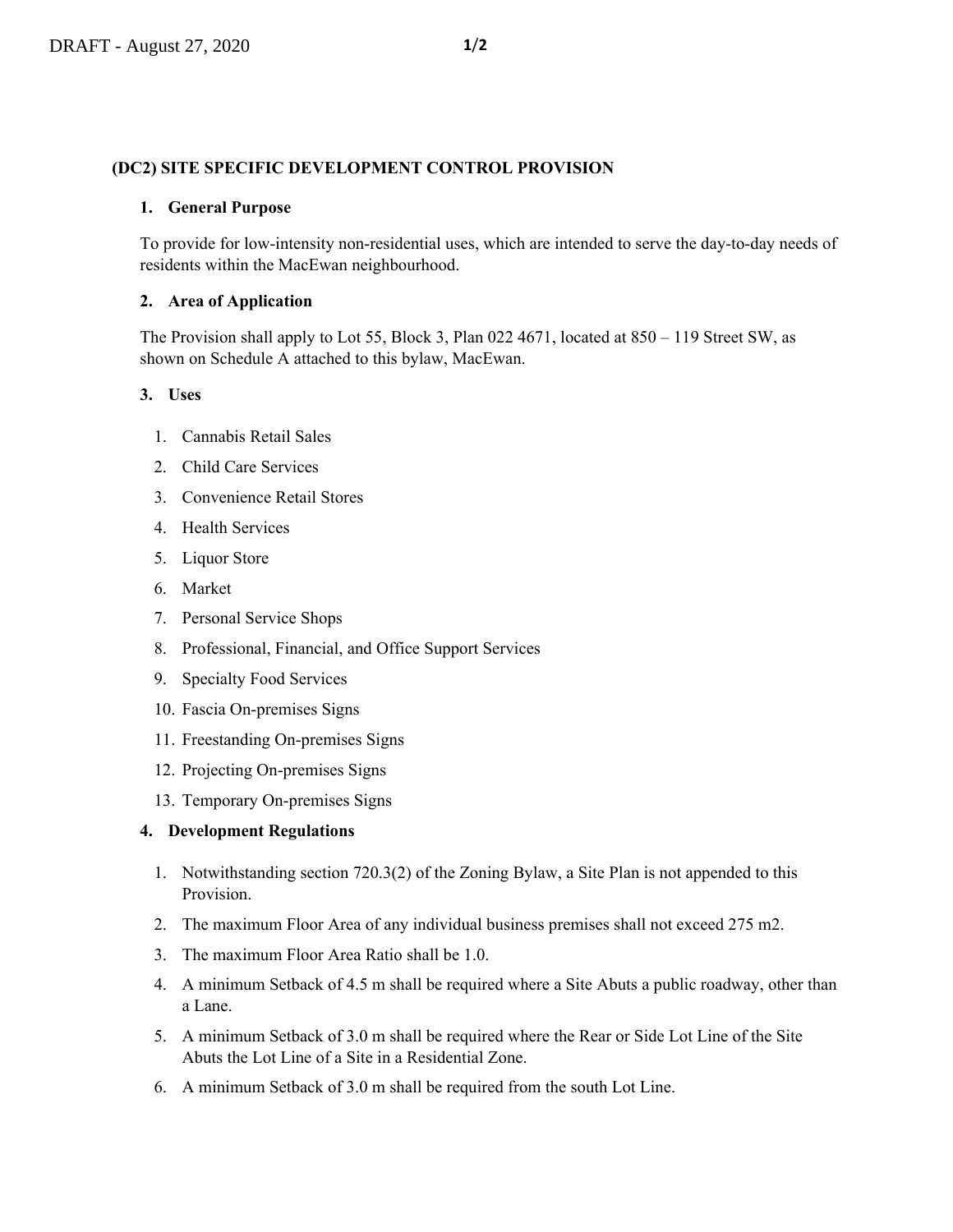**(DC2) SITE SPECIFIC DEVELOPMENT CONTROL PROVISION**

**1. General Purpose**

To provide for low-intensity non-residential uses, which are intended to serve the day-to-day needs of residents within the MacEwan neighbourhood.

**2. Area of Application**

The Provision shall apply to Lot 55, Block 3, Plan 022 4671, located at 850 – 119 Street SW, as shown on Schedule A attached to this bylaw, MacEwan.

**3. Uses**

1. Cannabis Retail Sales
2. Child Care Services
3. Convenience Retail Stores
4. Health Services
5. Liquor Store
6. Market
7. Personal Service Shops
8. Professional, Financial, and Office Support Services
9. Specialty Food Services
10. Fascia On-premises Signs
11. Freestanding On-premises Signs
12. Projecting On-premises Signs
13. Temporary On-premises Signs

**4. Development Regulations**

1. Notwithstanding section 720.3(2) of the Zoning Bylaw, a Site Plan is not appended to this Provision.
2. The maximum Floor Area of any individual business premises shall not exceed 275 m2.
3. The maximum Floor Area Ratio shall be 1.0.
4. A minimum Setback of 4.5 m shall be required where a Site Abuts a public roadway, other than a Lane.
5. A minimum Setback of 3.0 m shall be required where the Rear or Side Lot Line of the Site Abuts the Lot Line of a Site in a Residential Zone.
6. A minimum Setback of 3.0 m shall be required from the south Lot Line.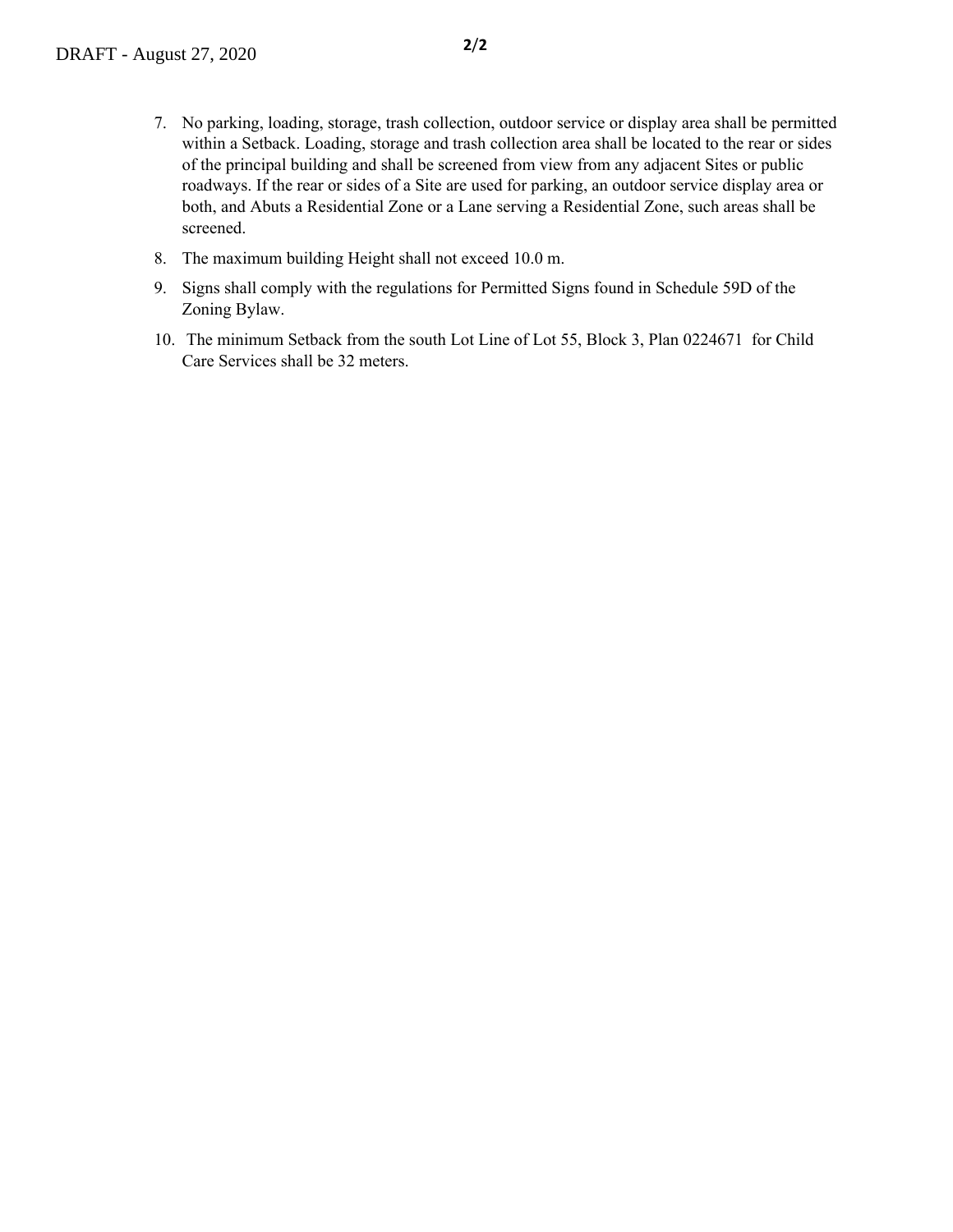7. No parking, loading, storage, trash collection, outdoor service or display area shall be permitted within a Setback. Loading, storage and trash collection area shall be located to the rear or sides of the principal building and shall be screened from view from any adjacent Sites or public roadways. If the rear or sides of a Site are used for parking, an outdoor service display area or both, and Abuts a Residential Zone or a Lane serving a Residential Zone, such areas shall be screened.
8. The maximum building Height shall not exceed 10.0 m.
9. Signs shall comply with the regulations for Permitted Signs found in Schedule 59D of the Zoning Bylaw.
10. The minimum Setback from the south Lot Line of Lot 55, Block 3, Plan 0224671 for Child Care Services shall be 32 meters.